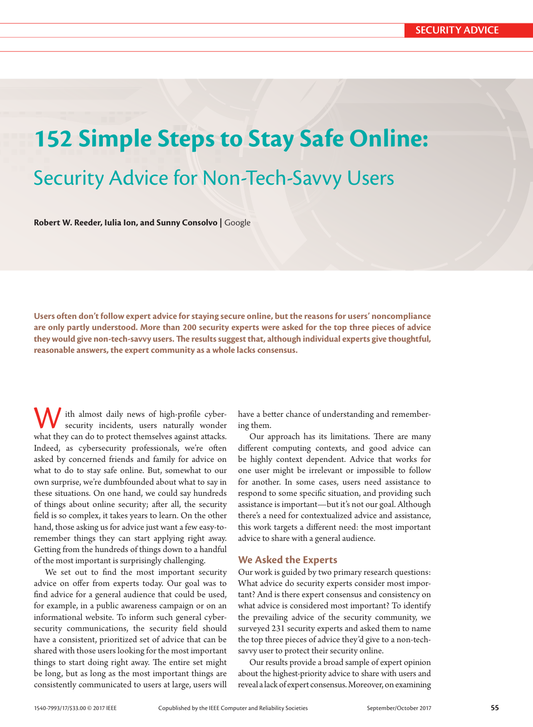# 152 Simple Steps to Stay Safe Online:

## Security Advice for Non-Tech-Savvy Users

**Robert W. Reeder, Iulia Ion, and Sunny Consolvo** | Google

**Users often don't follow expert advice for staying secure online, but the reasons for users' noncompliance are only partly understood. More than 200 security experts were asked for the top three pieces of advice they would give non-tech-savvy users. The results suggest that, although individual experts give thoughtful, reasonable answers, the expert community as a whole lacks consensus.**

With almost daily news of high-profile cybersecurity incidents, users naturally wonder what they can do to protect themselves against attacks. Indeed, as cybersecurity professionals, we're often asked by concerned friends and family for advice on what to do to stay safe online. But, somewhat to our own surprise, we're dumbfounded about what to say in these situations. On one hand, we could say hundreds of things about online security; after all, the security field is so complex, it takes years to learn. On the other hand, those asking us for advice just want a few easy-to-remember things they can start applying right away. Getting from the hundreds of things down to a handful of the most important is surprisingly challenging.

We set out to find the most important security advice on offer from experts today. Our goal was to find advice for a general audience that could be used, for example, in a public awareness campaign or on an informational website. To inform such general cybersecurity communications, the security field should have a consistent, prioritized set of advice that can be shared with those users looking for the most important things to start doing right away. The entire set might be long, but as long as the most important things are consistently communicated to users at large, users will have a better chance of understanding and remembering them.

Our approach has its limitations. There are many different computing contexts, and good advice can be highly context dependent. Advice that works for one user might be irrelevant or impossible to follow for another. In some cases, users need assistance to respond to some specific situation, and providing such assistance is important—but it's not our goal. Although there's a need for contextualized advice and assistance, this work targets a different need: the most important advice to share with a general audience.

### We Asked the Experts

Our work is guided by two primary research questions: What advice do security experts consider most important? And is there expert consensus and consistency on what advice is considered most important? To identify the prevailing advice of the security community, we surveyed 231 security experts and asked them to name the top three pieces of advice they'd give to a non-tech-savvy user to protect their security online.

Our results provide a broad sample of expert opinion about the highest-priority advice to share with users and reveal a lack of expert consensus. Moreover, on examining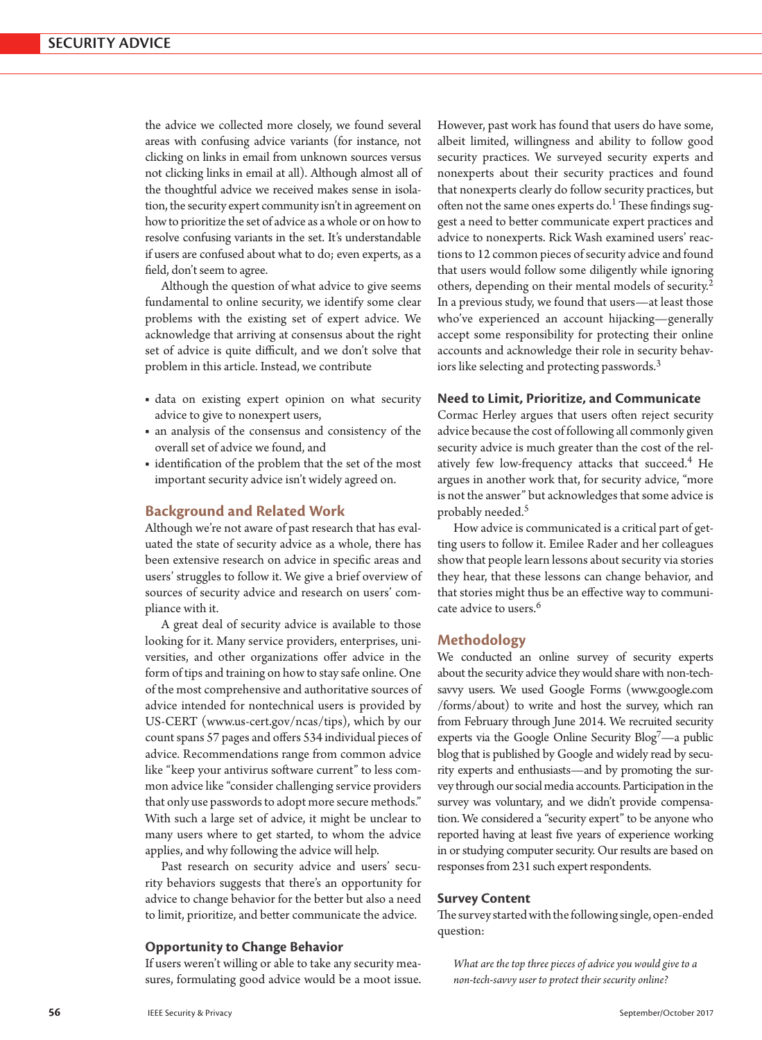the advice we collected more closely, we found several areas with confusing advice variants (for instance, not clicking on links in email from unknown sources versus not clicking links in email at all). Although almost all of the thoughtful advice we received makes sense in isolation, the security expert community isn't in agreement on how to prioritize the set of advice as a whole or on how to resolve confusing variants in the set. It's understandable if users are confused about what to do; even experts, as a field, don't seem to agree.

Although the question of what advice to give seems fundamental to online security, we identify some clear problems with the existing set of expert advice. We acknowledge that arriving at consensus about the right set of advice is quite difficult, and we don't solve that problem in this article. Instead, we contribute

- data on existing expert opinion on what security advice to give to nonexpert users,
- an analysis of the consensus and consistency of the overall set of advice we found, and
- identification of the problem that the set of the most important security advice isn't widely agreed on.

## Background and Related Work

Although we're not aware of past research that has evaluated the state of security advice as a whole, there has been extensive research on advice in specific areas and users' struggles to follow it. We give a brief overview of sources of security advice and research on users' compliance with it.

A great deal of security advice is available to those looking for it. Many service providers, enterprises, universities, and other organizations offer advice in the form of tips and training on how to stay safe online. One of the most comprehensive and authoritative sources of advice intended for nontechnical users is provided by US-CERT (www.us-cert.gov/ncas/tips), which by our count spans 57 pages and offers 534 individual pieces of advice. Recommendations range from common advice like "keep your antivirus software current" to less common advice like "consider challenging service providers that only use passwords to adopt more secure methods." With such a large set of advice, it might be unclear to many users where to get started, to whom the advice applies, and why following the advice will help.

Past research on security advice and users' security behaviors suggests that there's an opportunity for advice to change behavior for the better but also a need to limit, prioritize, and better communicate the advice.

### Opportunity to Change Behavior

If users weren't willing or able to take any security measures, formulating good advice would be a moot issue. However, past work has found that users do have some, albeit limited, willingness and ability to follow good security practices. We surveyed security experts and nonexperts about their security practices and found that nonexperts clearly do follow security practices, but often not the same ones experts do.[1] These findings suggest a need to better communicate expert practices and advice to nonexperts. Rick Wash examined users' reactions to 12 common pieces of security advice and found that users would follow some diligently while ignoring others, depending on their mental models of security.[2] In a previous study, we found that users—at least those who've experienced an account hijacking—generally accept some responsibility for protecting their online accounts and acknowledge their role in security behaviors like selecting and protecting passwords.[3]

### Need to Limit, Prioritize, and Communicate

Cormac Herley argues that users often reject security advice because the cost of following all commonly given security advice is much greater than the cost of the relatively few low-frequency attacks that succeed.[4] He argues in another work that, for security advice, "more is not the answer" but acknowledges that some advice is probably needed.[5]

How advice is communicated is a critical part of getting users to follow it. Emilee Rader and her colleagues show that people learn lessons about security via stories they hear, that these lessons can change behavior, and that stories might thus be an effective way to communicate advice to users.[6]

## Methodology

We conducted an online survey of security experts about the security advice they would share with non-tech-savvy users. We used Google Forms (www.google.com/forms/about) to write and host the survey, which ran from February through June 2014. We recruited security experts via the Google Online Security Blog[7]—a public blog that is published by Google and widely read by security experts and enthusiasts—and by promoting the survey through our social media accounts. Participation in the survey was voluntary, and we didn't provide compensation. We considered a "security expert" to be anyone who reported having at least five years of experience working in or studying computer security. Our results are based on responses from 231 such expert respondents.

### Survey Content

The survey started with the following single, open-ended question:

> *What are the top three pieces of advice you would give to a non-tech-savvy user to protect their security online?*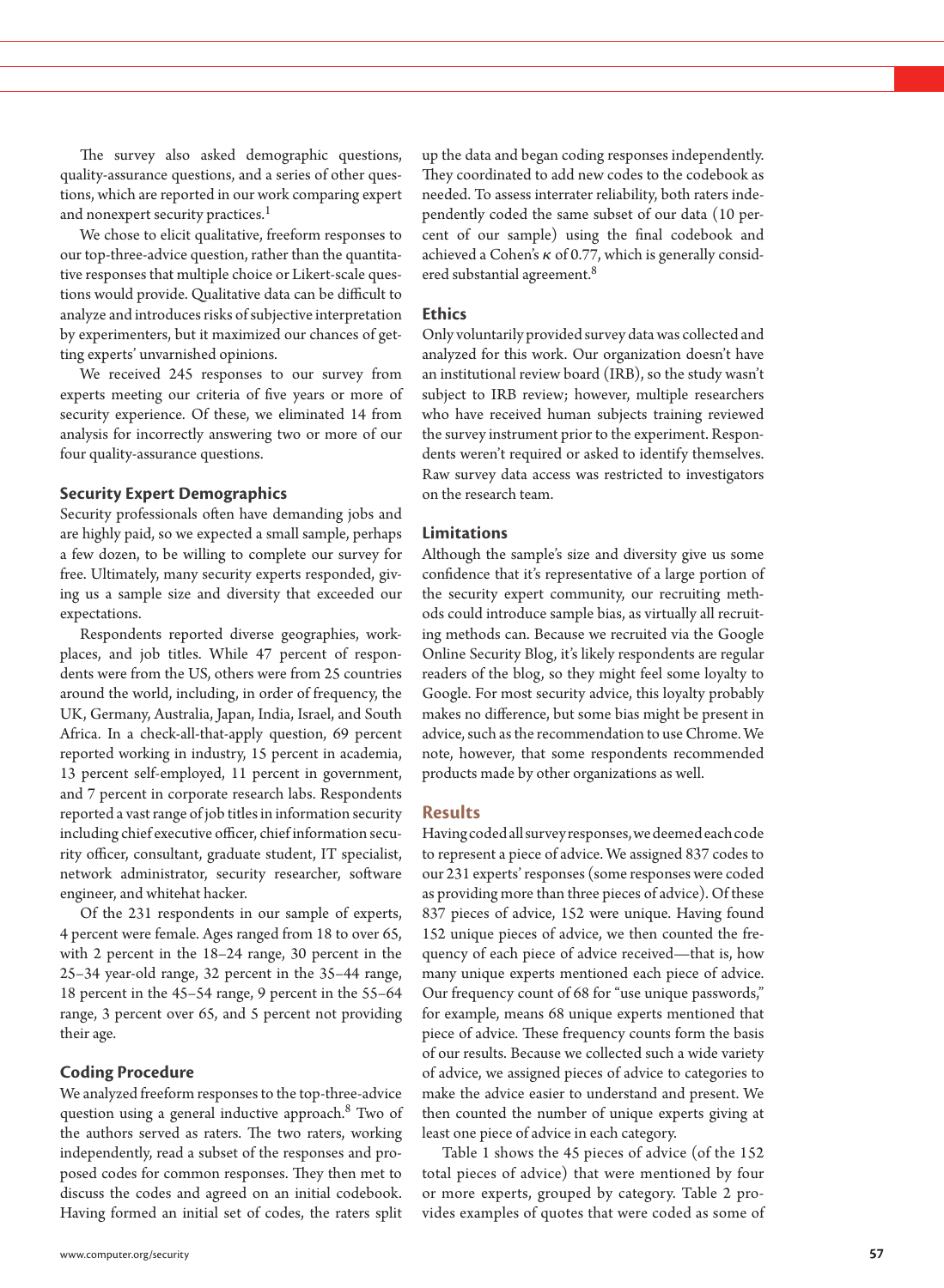The survey also asked demographic questions, quality-assurance questions, and a series of other questions, which are reported in our work comparing expert and nonexpert security practices.[1]

We chose to elicit qualitative, freeform responses to our top-three-advice question, rather than the quantitative responses that multiple choice or Likert-scale questions would provide. Qualitative data can be difficult to analyze and introduces risks of subjective interpretation by experimenters, but it maximized our chances of getting experts' unvarnished opinions.

We received 245 responses to our survey from experts meeting our criteria of five years or more of security experience. Of these, we eliminated 14 from analysis for incorrectly answering two or more of our four quality-assurance questions.

### Security Expert Demographics

Security professionals often have demanding jobs and are highly paid, so we expected a small sample, perhaps a few dozen, to be willing to complete our survey for free. Ultimately, many security experts responded, giving us a sample size and diversity that exceeded our expectations.

Respondents reported diverse geographies, workplaces, and job titles. While 47 percent of respondents were from the US, others were from 25 countries around the world, including, in order of frequency, the UK, Germany, Australia, Japan, India, Israel, and South Africa. In a check-all-that-apply question, 69 percent reported working in industry, 15 percent in academia, 13 percent self-employed, 11 percent in government, and 7 percent in corporate research labs. Respondents reported a vast range of job titles in information security including chief executive officer, chief information security officer, consultant, graduate student, IT specialist, network administrator, security researcher, software engineer, and whitehat hacker.

Of the 231 respondents in our sample of experts, 4 percent were female. Ages ranged from 18 to over 65, with 2 percent in the 18–24 range, 30 percent in the 25–34 year-old range, 32 percent in the 35–44 range, 18 percent in the 45–54 range, 9 percent in the 55–64 range, 3 percent over 65, and 5 percent not providing their age.

### Coding Procedure

We analyzed freeform responses to the top-three-advice question using a general inductive approach.[8] Two of the authors served as raters. The two raters, working independently, read a subset of the responses and proposed codes for common responses. They then met to discuss the codes and agreed on an initial codebook. Having formed an initial set of codes, the raters split up the data and began coding responses independently. They coordinated to add new codes to the codebook as needed. To assess interrater reliability, both raters independently coded the same subset of our data (10 percent of our sample) using the final codebook and achieved a Cohen's $\kappa$ of 0.77, which is generally considered substantial agreement.[8]

### Ethics

Only voluntarily provided survey data was collected and analyzed for this work. Our organization doesn't have an institutional review board (IRB), so the study wasn't subject to IRB review; however, multiple researchers who have received human subjects training reviewed the survey instrument prior to the experiment. Respondents weren't required or asked to identify themselves. Raw survey data access was restricted to investigators on the research team.

### Limitations

Although the sample's size and diversity give us some confidence that it's representative of a large portion of the security expert community, our recruiting methods could introduce sample bias, as virtually all recruiting methods can. Because we recruited via the Google Online Security Blog, it's likely respondents are regular readers of the blog, so they might feel some loyalty to Google. For most security advice, this loyalty probably makes no difference, but some bias might be present in advice, such as the recommendation to use Chrome. We note, however, that some respondents recommended products made by other organizations as well.

## Results

Having coded all survey responses, we deemed each code to represent a piece of advice. We assigned 837 codes to our 231 experts' responses (some responses were coded as providing more than three pieces of advice). Of these 837 pieces of advice, 152 were unique. Having found 152 unique pieces of advice, we then counted the frequency of each piece of advice received—that is, how many unique experts mentioned each piece of advice. Our frequency count of 68 for "use unique passwords," for example, means 68 unique experts mentioned that piece of advice. These frequency counts form the basis of our results. Because we collected such a wide variety of advice, we assigned pieces of advice to categories to make the advice easier to understand and present. We then counted the number of unique experts giving at least one piece of advice in each category.

Table 1 shows the 45 pieces of advice (of the 152 total pieces of advice) that were mentioned by four or more experts, grouped by category. Table 2 provides examples of quotes that were coded as some of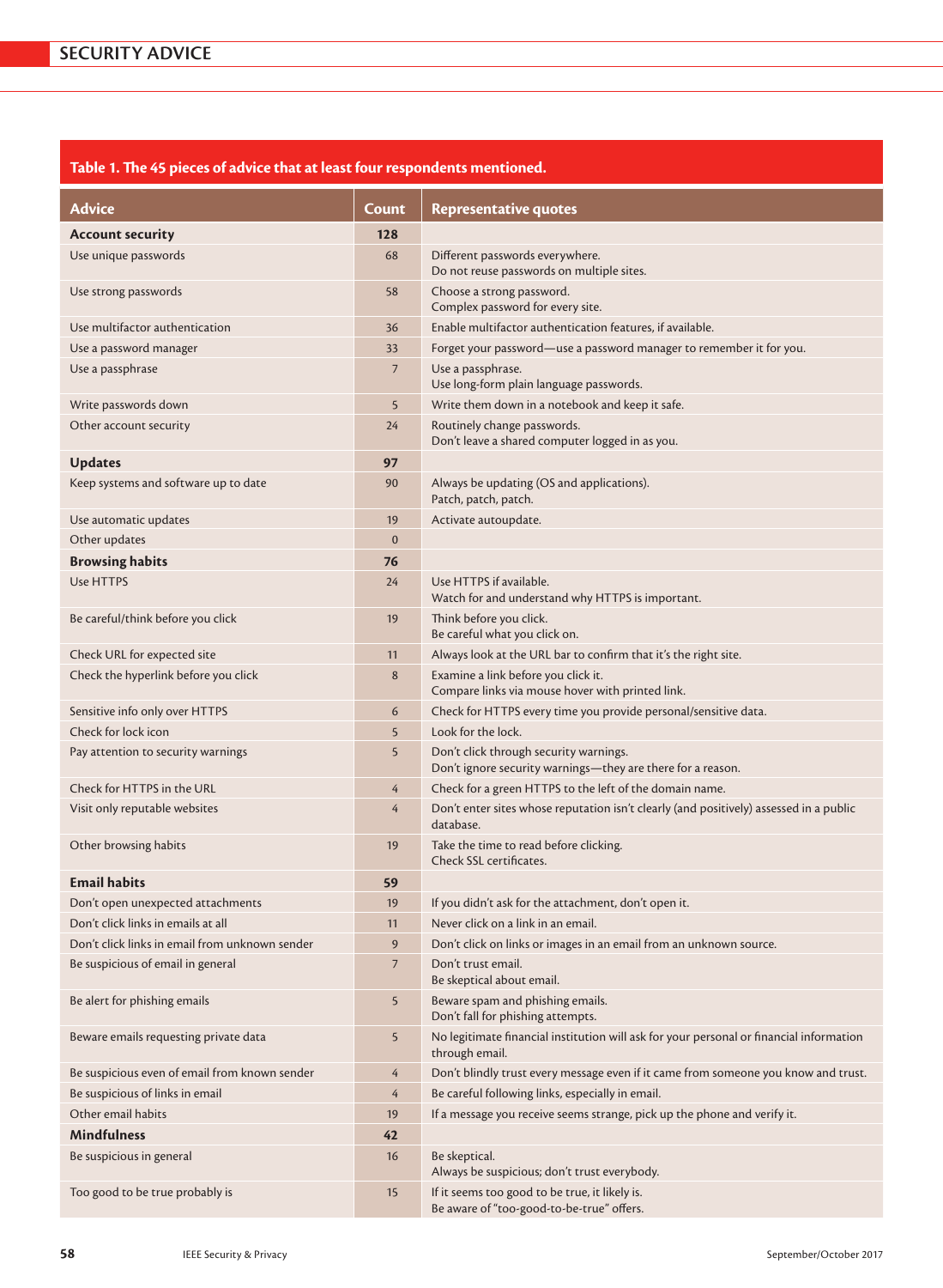**Table 1. The 45 pieces of advice that at least four respondents mentioned.**

| Advice | Count | Representative quotes |
|---|---|---|
| **Account security** | **128** | |
| Use unique passwords | 68 | Different passwords everywhere.<br>Do not reuse passwords on multiple sites. |
| Use strong passwords | 58 | Choose a strong password.<br>Complex password for every site. |
| Use multifactor authentication | 36 | Enable multifactor authentication features, if available. |
| Use a password manager | 33 | Forget your password—use a password manager to remember it for you. |
| Use a passphrase | 7 | Use a passphrase.<br>Use long-form plain language passwords. |
| Write passwords down | 5 | Write them down in a notebook and keep it safe. |
| Other account security | 24 | Routinely change passwords.<br>Don't leave a shared computer logged in as you. |
| **Updates** | **97** | |
| Keep systems and software up to date | 90 | Always be updating (OS and applications).<br>Patch, patch, patch. |
| Use automatic updates | 19 | Activate autoupdate. |
| Other updates | 0 | |
| **Browsing habits** | **76** | |
| Use HTTPS | 24 | Use HTTPS if available.<br>Watch for and understand why HTTPS is important. |
| Be careful/think before you click | 19 | Think before you click.<br>Be careful what you click on. |
| Check URL for expected site | 11 | Always look at the URL bar to confirm that it's the right site. |
| Check the hyperlink before you click | 8 | Examine a link before you click it.<br>Compare links via mouse hover with printed link. |
| Sensitive info only over HTTPS | 6 | Check for HTTPS every time you provide personal/sensitive data. |
| Check for lock icon | 5 | Look for the lock. |
| Pay attention to security warnings | 5 | Don't click through security warnings.<br>Don't ignore security warnings—they are there for a reason. |
| Check for HTTPS in the URL | 4 | Check for a green HTTPS to the left of the domain name. |
| Visit only reputable websites | 4 | Don't enter sites whose reputation isn't clearly (and positively) assessed in a public database. |
| Other browsing habits | 19 | Take the time to read before clicking.<br>Check SSL certificates. |
| **Email habits** | **59** | |
| Don't open unexpected attachments | 19 | If you didn't ask for the attachment, don't open it. |
| Don't click links in emails at all | 11 | Never click on a link in an email. |
| Don't click links in email from unknown sender | 9 | Don't click on links or images in an email from an unknown source. |
| Be suspicious of email in general | 7 | Don't trust email.<br>Be skeptical about email. |
| Be alert for phishing emails | 5 | Beware spam and phishing emails.<br>Don't fall for phishing attempts. |
| Beware emails requesting private data | 5 | No legitimate financial institution will ask for your personal or financial information through email. |
| Be suspicious even of email from known sender | 4 | Don't blindly trust every message even if it came from someone you know and trust. |
| Be suspicious of links in email | 4 | Be careful following links, especially in email. |
| Other email habits | 19 | If a message you receive seems strange, pick up the phone and verify it. |
| **Mindfulness** | **42** | |
| Be suspicious in general | 16 | Be skeptical.<br>Always be suspicious; don't trust everybody. |
| Too good to be true probably is | 15 | If it seems too good to be true, it likely is.<br>Be aware of "too-good-to-be-true" offers. |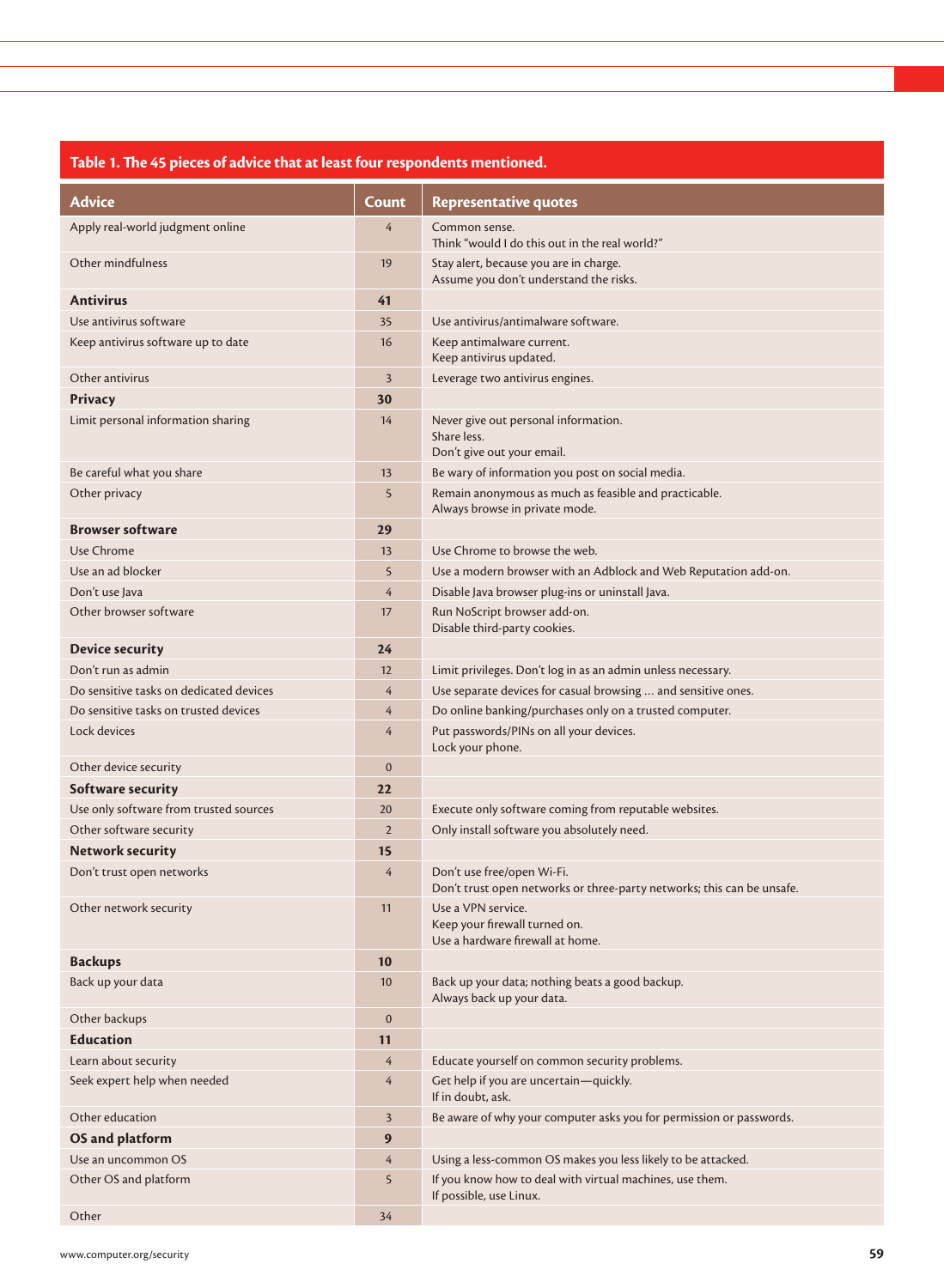**Table 1. The 45 pieces of advice that at least four respondents mentioned.**

| Advice | Count | Representative quotes |
|---|---|---|
| Apply real-world judgment online | 4 | Common sense.<br>Think "would I do this out in the real world?" |
| Other mindfulness | 19 | Stay alert, because you are in charge.<br>Assume you don't understand the risks. |
| **Antivirus** | **41** | |
| Use antivirus software | 35 | Use antivirus/antimalware software. |
| Keep antivirus software up to date | 16 | Keep antimalware current.<br>Keep antivirus updated. |
| Other antivirus | 3 | Leverage two antivirus engines. |
| **Privacy** | **30** | |
| Limit personal information sharing | 14 | Never give out personal information.<br>Share less.<br>Don't give out your email. |
| Be careful what you share | 13 | Be wary of information you post on social media. |
| Other privacy | 5 | Remain anonymous as much as feasible and practicable.<br>Always browse in private mode. |
| **Browser software** | **29** | |
| Use Chrome | 13 | Use Chrome to browse the web. |
| Use an ad blocker | 5 | Use a modern browser with an Adblock and Web Reputation add-on. |
| Don't use Java | 4 | Disable Java browser plug-ins or uninstall Java. |
| Other browser software | 17 | Run NoScript browser add-on.<br>Disable third-party cookies. |
| **Device security** | **24** | |
| Don't run as admin | 12 | Limit privileges. Don't log in as an admin unless necessary. |
| Do sensitive tasks on dedicated devices | 4 | Use separate devices for casual browsing … and sensitive ones. |
| Do sensitive tasks on trusted devices | 4 | Do online banking/purchases only on a trusted computer. |
| Lock devices | 4 | Put passwords/PINs on all your devices.<br>Lock your phone. |
| Other device security | 0 | |
| **Software security** | **22** | |
| Use only software from trusted sources | 20 | Execute only software coming from reputable websites. |
| Other software security | 2 | Only install software you absolutely need. |
| **Network security** | **15** | |
| Don't trust open networks | 4 | Don't use free/open Wi-Fi.<br>Don't trust open networks or three-party networks; this can be unsafe. |
| Other network security | 11 | Use a VPN service.<br>Keep your firewall turned on.<br>Use a hardware firewall at home. |
| **Backups** | **10** | |
| Back up your data | 10 | Back up your data; nothing beats a good backup.<br>Always back up your data. |
| Other backups | 0 | |
| **Education** | **11** | |
| Learn about security | 4 | Educate yourself on common security problems. |
| Seek expert help when needed | 4 | Get help if you are uncertain—quickly.<br>If in doubt, ask. |
| Other education | 3 | Be aware of why your computer asks you for permission or passwords. |
| **OS and platform** | **9** | |
| Use an uncommon OS | 4 | Using a less-common OS makes you less likely to be attacked. |
| Other OS and platform | 5 | If you know how to deal with virtual machines, use them.<br>If possible, use Linux. |
| Other | 34 | |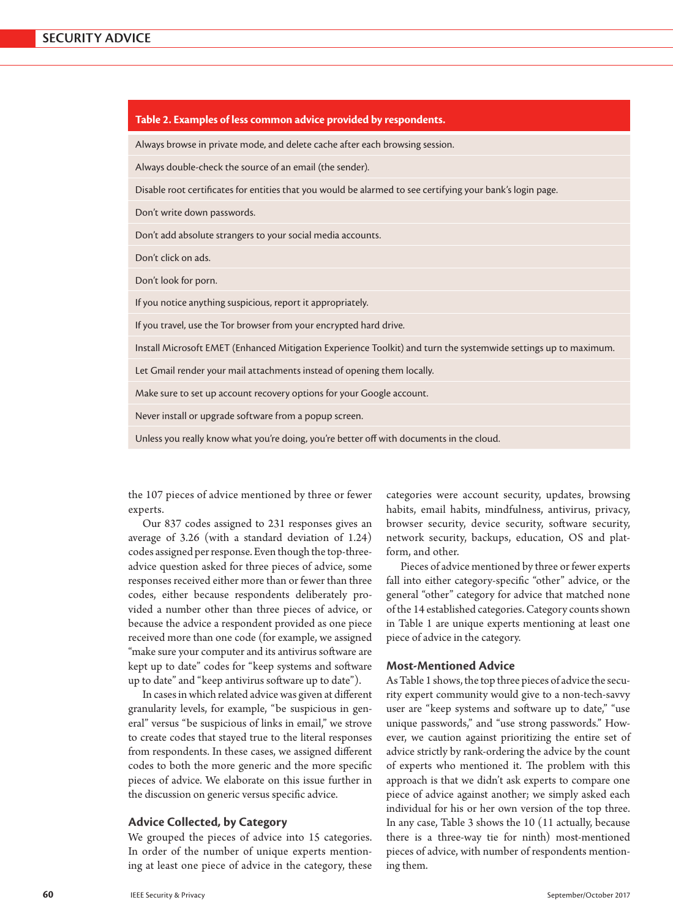**Table 2. Examples of less common advice provided by respondents.**

| Table 2. Examples of less common advice provided by respondents. |
|---|
| Always browse in private mode, and delete cache after each browsing session. |
| Always double-check the source of an email (the sender). |
| Disable root certificates for entities that you would be alarmed to see certifying your bank's login page. |
| Don't write down passwords. |
| Don't add absolute strangers to your social media accounts. |
| Don't click on ads. |
| Don't look for porn. |
| If you notice anything suspicious, report it appropriately. |
| If you travel, use the Tor browser from your encrypted hard drive. |
| Install Microsoft EMET (Enhanced Mitigation Experience Toolkit) and turn the systemwide settings up to maximum. |
| Let Gmail render your mail attachments instead of opening them locally. |
| Make sure to set up account recovery options for your Google account. |
| Never install or upgrade software from a popup screen. |
| Unless you really know what you're doing, you're better off with documents in the cloud. |

the 107 pieces of advice mentioned by three or fewer experts.

Our 837 codes assigned to 231 responses gives an average of 3.26 (with a standard deviation of 1.24) codes assigned per response. Even though the top-three-advice question asked for three pieces of advice, some responses received either more than or fewer than three codes, either because respondents deliberately provided a number other than three pieces of advice, or because the advice a respondent provided as one piece received more than one code (for example, we assigned "make sure your computer and its antivirus software are kept up to date" codes for "keep systems and software up to date" and "keep antivirus software up to date").

In cases in which related advice was given at different granularity levels, for example, "be suspicious in general" versus "be suspicious of links in email," we strove to create codes that stayed true to the literal responses from respondents. In these cases, we assigned different codes to both the more generic and the more specific pieces of advice. We elaborate on this issue further in the discussion on generic versus specific advice.

## Advice Collected, by Category

We grouped the pieces of advice into 15 categories. In order of the number of unique experts mentioning at least one piece of advice in the category, these categories were account security, updates, browsing habits, email habits, mindfulness, antivirus, privacy, browser security, device security, software security, network security, backups, education, OS and platform, and other.

Pieces of advice mentioned by three or fewer experts fall into either category-specific "other" advice, or the general "other" category for advice that matched none of the 14 established categories. Category counts shown in Table 1 are unique experts mentioning at least one piece of advice in the category.

## Most-Mentioned Advice

As Table 1 shows, the top three pieces of advice the security expert community would give to a non-tech-savvy user are "keep systems and software up to date," "use unique passwords," and "use strong passwords." However, we caution against prioritizing the entire set of advice strictly by rank-ordering the advice by the count of experts who mentioned it. The problem with this approach is that we didn't ask experts to compare one piece of advice against another; we simply asked each individual for his or her own version of the top three. In any case, Table 3 shows the 10 (11 actually, because there is a three-way tie for ninth) most-mentioned pieces of advice, with number of respondents mentioning them.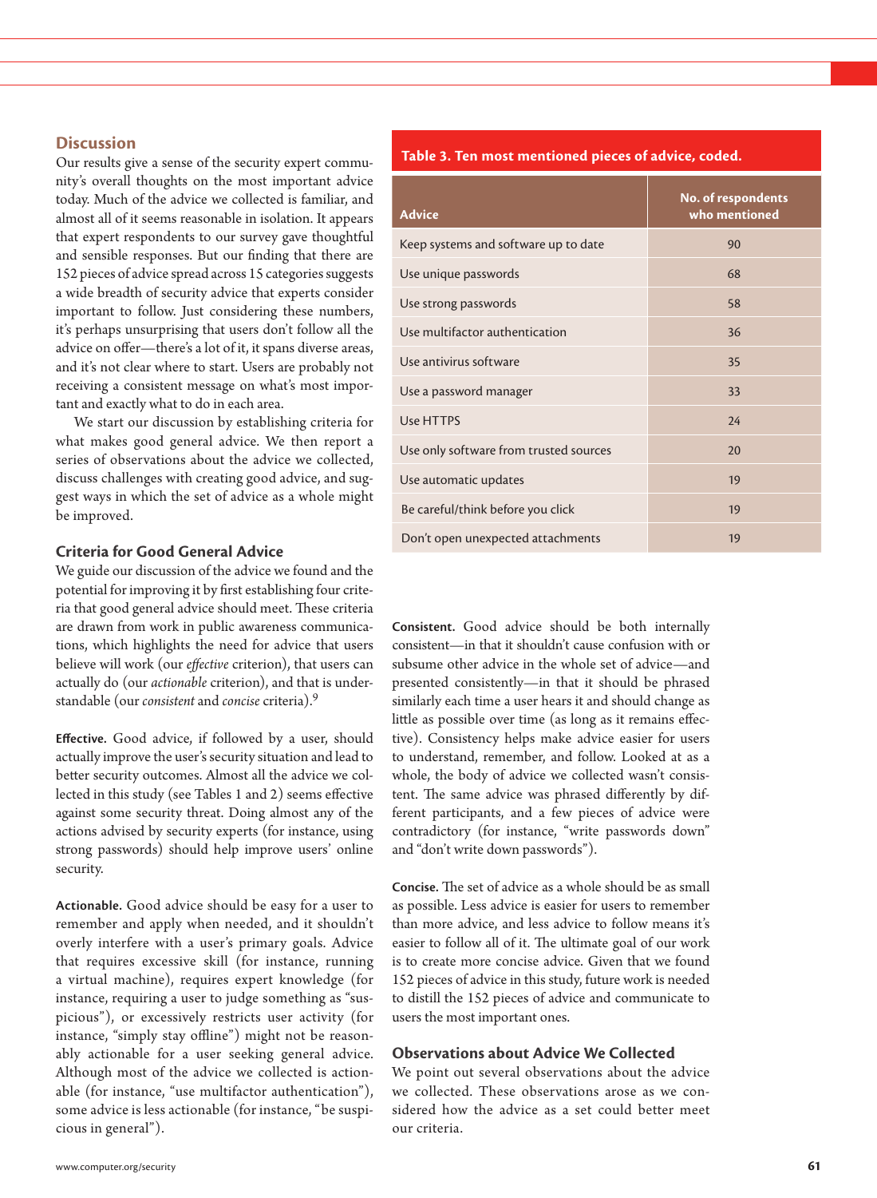## Discussion

Our results give a sense of the security expert community's overall thoughts on the most important advice today. Much of the advice we collected is familiar, and almost all of it seems reasonable in isolation. It appears that expert respondents to our survey gave thoughtful and sensible responses. But our finding that there are 152 pieces of advice spread across 15 categories suggests a wide breadth of security advice that experts consider important to follow. Just considering these numbers, it's perhaps unsurprising that users don't follow all the advice on offer—there's a lot of it, it spans diverse areas, and it's not clear where to start. Users are probably not receiving a consistent message on what's most important and exactly what to do in each area.

We start our discussion by establishing criteria for what makes good general advice. We then report a series of observations about the advice we collected, discuss challenges with creating good advice, and suggest ways in which the set of advice as a whole might be improved.

### Criteria for Good General Advice

We guide our discussion of the advice we found and the potential for improving it by first establishing four criteria that good general advice should meet. These criteria are drawn from work in public awareness communications, which highlights the need for advice that users believe will work (our *effective* criterion), that users can actually do (our *actionable* criterion), and that is understandable (our *consistent* and *concise* criteria).[9]

**Effective.** Good advice, if followed by a user, should actually improve the user's security situation and lead to better security outcomes. Almost all the advice we collected in this study (see Tables 1 and 2) seems effective against some security threat. Doing almost any of the actions advised by security experts (for instance, using strong passwords) should help improve users' online security.

**Actionable.** Good advice should be easy for a user to remember and apply when needed, and it shouldn't overly interfere with a user's primary goals. Advice that requires excessive skill (for instance, running a virtual machine), requires expert knowledge (for instance, requiring a user to judge something as "suspicious"), or excessively restricts user activity (for instance, "simply stay offline") might not be reasonably actionable for a user seeking general advice. Although most of the advice we collected is actionable (for instance, "use multifactor authentication"), some advice is less actionable (for instance, "be suspicious in general").

**Table 3. Ten most mentioned pieces of advice, coded.**

| Advice | No. of respondents who mentioned |
|---|---|
| Keep systems and software up to date | 90 |
| Use unique passwords | 68 |
| Use strong passwords | 58 |
| Use multifactor authentication | 36 |
| Use antivirus software | 35 |
| Use a password manager | 33 |
| Use HTTPS | 24 |
| Use only software from trusted sources | 20 |
| Use automatic updates | 19 |
| Be careful/think before you click | 19 |
| Don't open unexpected attachments | 19 |

**Consistent.** Good advice should be both internally consistent—in that it shouldn't cause confusion with or subsume other advice in the whole set of advice—and presented consistently—in that it should be phrased similarly each time a user hears it and should change as little as possible over time (as long as it remains effective). Consistency helps make advice easier for users to understand, remember, and follow. Looked at as a whole, the body of advice we collected wasn't consistent. The same advice was phrased differently by different participants, and a few pieces of advice were contradictory (for instance, "write passwords down" and "don't write down passwords").

**Concise.** The set of advice as a whole should be as small as possible. Less advice is easier for users to remember than more advice, and less advice to follow means it's easier to follow all of it. The ultimate goal of our work is to create more concise advice. Given that we found 152 pieces of advice in this study, future work is needed to distill the 152 pieces of advice and communicate to users the most important ones.

### Observations about Advice We Collected

We point out several observations about the advice we collected. These observations arose as we considered how the advice as a set could better meet our criteria.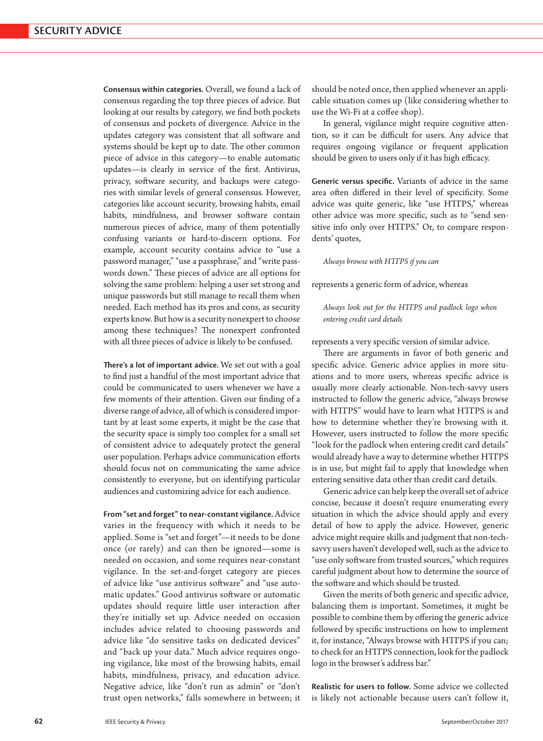**Consensus within categories.** Overall, we found a lack of consensus regarding the top three pieces of advice. But looking at our results by category, we find both pockets of consensus and pockets of divergence. Advice in the updates category was consistent that all software and systems should be kept up to date. The other common piece of advice in this category—to enable automatic updates—is clearly in service of the first. Antivirus, privacy, software security, and backups were categories with similar levels of general consensus. However, categories like account security, browsing habits, email habits, mindfulness, and browser software contain numerous pieces of advice, many of them potentially confusing variants or hard-to-discern options. For example, account security contains advice to "use a password manager," "use a passphrase," and "write passwords down." These pieces of advice are all options for solving the same problem: helping a user set strong and unique passwords but still manage to recall them when needed. Each method has its pros and cons, as security experts know. But how is a security nonexpert to choose among these techniques? The nonexpert confronted with all three pieces of advice is likely to be confused.

**There's a lot of important advice.** We set out with a goal to find just a handful of the most important advice that could be communicated to users whenever we have a few moments of their attention. Given our finding of a diverse range of advice, all of which is considered important by at least some experts, it might be the case that the security space is simply too complex for a small set of consistent advice to adequately protect the general user population. Perhaps advice communication efforts should focus not on communicating the same advice consistently to everyone, but on identifying particular audiences and customizing advice for each audience.

**From "set and forget" to near-constant vigilance.** Advice varies in the frequency with which it needs to be applied. Some is "set and forget"—it needs to be done once (or rarely) and can then be ignored—some is needed on occasion, and some requires near-constant vigilance. In the set-and-forget category are pieces of advice like "use antivirus software" and "use automatic updates." Good antivirus software or automatic updates should require little user interaction after they're initially set up. Advice needed on occasion includes advice related to choosing passwords and advice like "do sensitive tasks on dedicated devices" and "back up your data." Much advice requires ongoing vigilance, like most of the browsing habits, email habits, mindfulness, privacy, and education advice. Negative advice, like "don't run as admin" or "don't trust open networks," falls somewhere in between; it should be noted once, then applied whenever an applicable situation comes up (like considering whether to use the Wi-Fi at a coffee shop).

In general, vigilance might require cognitive attention, so it can be difficult for users. Any advice that requires ongoing vigilance or frequent application should be given to users only if it has high efficacy.

**Generic versus specific.** Variants of advice in the same area often differed in their level of specificity. Some advice was quite generic, like "use HTTPS," whereas other advice was more specific, such as to "send sensitive info only over HTTPS." Or, to compare respondents' quotes,

> *Always browse with HTTPS if you can*

represents a generic form of advice, whereas

> *Always look out for the HTTPS and padlock logo when entering credit card details*

represents a very specific version of similar advice.

There are arguments in favor of both generic and specific advice. Generic advice applies in more situations and to more users, whereas specific advice is usually more clearly actionable. Non-tech-savvy users instructed to follow the generic advice, "always browse with HTTPS" would have to learn what HTTPS is and how to determine whether they're browsing with it. However, users instructed to follow the more specific "look for the padlock when entering credit card details" would already have a way to determine whether HTTPS is in use, but might fail to apply that knowledge when entering sensitive data other than credit card details.

Generic advice can help keep the overall set of advice concise, because it doesn't require enumerating every situation in which the advice should apply and every detail of how to apply the advice. However, generic advice might require skills and judgment that non-tech-savvy users haven't developed well, such as the advice to "use only software from trusted sources," which requires careful judgment about how to determine the source of the software and which should be trusted.

Given the merits of both generic and specific advice, balancing them is important. Sometimes, it might be possible to combine them by offering the generic advice followed by specific instructions on how to implement it, for instance, "Always browse with HTTPS if you can; to check for an HTTPS connection, look for the padlock logo in the browser's address bar."

**Realistic for users to follow.** Some advice we collected is likely not actionable because users can't follow it,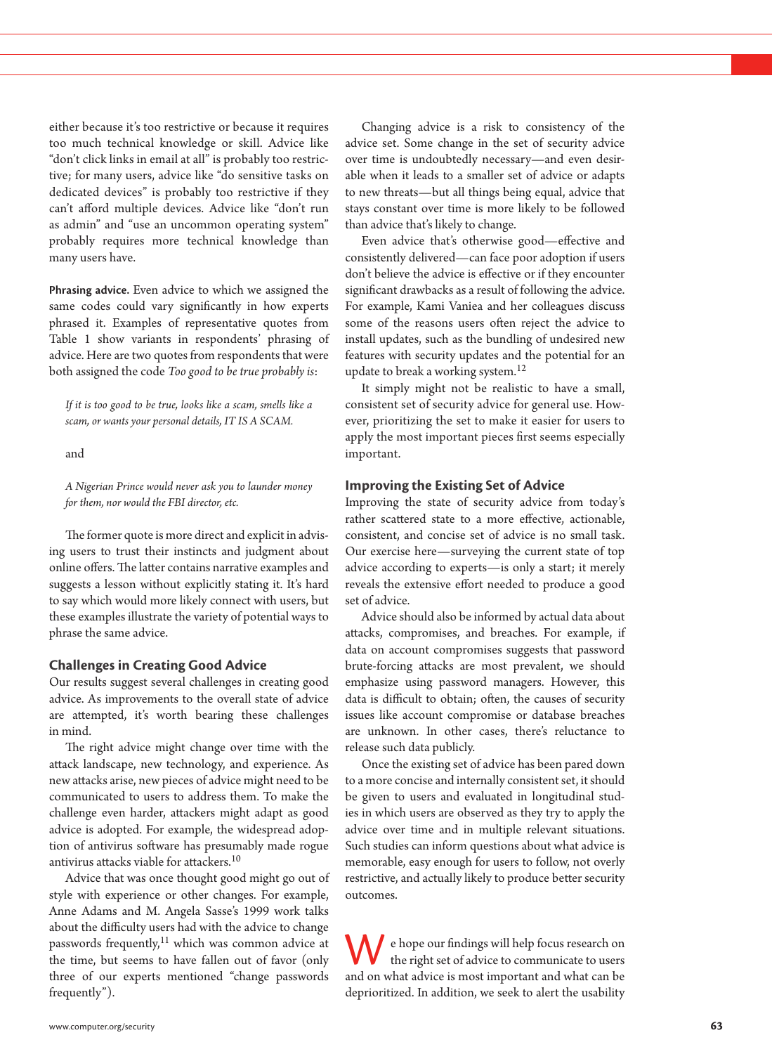either because it's too restrictive or because it requires too much technical knowledge or skill. Advice like "don't click links in email at all" is probably too restrictive; for many users, advice like "do sensitive tasks on dedicated devices" is probably too restrictive if they can't afford multiple devices. Advice like "don't run as admin" and "use an uncommon operating system" probably requires more technical knowledge than many users have.

**Phrasing advice.** Even advice to which we assigned the same codes could vary significantly in how experts phrased it. Examples of representative quotes from Table 1 show variants in respondents' phrasing of advice. Here are two quotes from respondents that were both assigned the code *Too good to be true probably is*:

> *If it is too good to be true, looks like a scam, smells like a scam, or wants your personal details, IT IS A SCAM.*

and

> *A Nigerian Prince would never ask you to launder money for them, nor would the FBI director, etc.*

The former quote is more direct and explicit in advising users to trust their instincts and judgment about online offers. The latter contains narrative examples and suggests a lesson without explicitly stating it. It's hard to say which would more likely connect with users, but these examples illustrate the variety of potential ways to phrase the same advice.

## Challenges in Creating Good Advice

Our results suggest several challenges in creating good advice. As improvements to the overall state of advice are attempted, it's worth bearing these challenges in mind.

The right advice might change over time with the attack landscape, new technology, and experience. As new attacks arise, new pieces of advice might need to be communicated to users to address them. To make the challenge even harder, attackers might adapt as good advice is adopted. For example, the widespread adoption of antivirus software has presumably made rogue antivirus attacks viable for attackers.[10]

Advice that was once thought good might go out of style with experience or other changes. For example, Anne Adams and M. Angela Sasse's 1999 work talks about the difficulty users had with the advice to change passwords frequently,[11] which was common advice at the time, but seems to have fallen out of favor (only three of our experts mentioned "change passwords frequently").

Changing advice is a risk to consistency of the advice set. Some change in the set of security advice over time is undoubtedly necessary—and even desirable when it leads to a smaller set of advice or adapts to new threats—but all things being equal, advice that stays constant over time is more likely to be followed than advice that's likely to change.

Even advice that's otherwise good—effective and consistently delivered—can face poor adoption if users don't believe the advice is effective or if they encounter significant drawbacks as a result of following the advice. For example, Kami Vaniea and her colleagues discuss some of the reasons users often reject the advice to install updates, such as the bundling of undesired new features with security updates and the potential for an update to break a working system.[12]

It simply might not be realistic to have a small, consistent set of security advice for general use. However, prioritizing the set to make it easier for users to apply the most important pieces first seems especially important.

## Improving the Existing Set of Advice

Improving the state of security advice from today's rather scattered state to a more effective, actionable, consistent, and concise set of advice is no small task. Our exercise here—surveying the current state of top advice according to experts—is only a start; it merely reveals the extensive effort needed to produce a good set of advice.

Advice should also be informed by actual data about attacks, compromises, and breaches. For example, if data on account compromises suggests that password brute-forcing attacks are most prevalent, we should emphasize using password managers. However, this data is difficult to obtain; often, the causes of security issues like account compromise or database breaches are unknown. In other cases, there's reluctance to release such data publicly.

Once the existing set of advice has been pared down to a more concise and internally consistent set, it should be given to users and evaluated in longitudinal studies in which users are observed as they try to apply the advice over time and in multiple relevant situations. Such studies can inform questions about what advice is memorable, easy enough for users to follow, not overly restrictive, and actually likely to produce better security outcomes.

We hope our findings will help focus research on the right set of advice to communicate to users and on what advice is most important and what can be deprioritized. In addition, we seek to alert the usability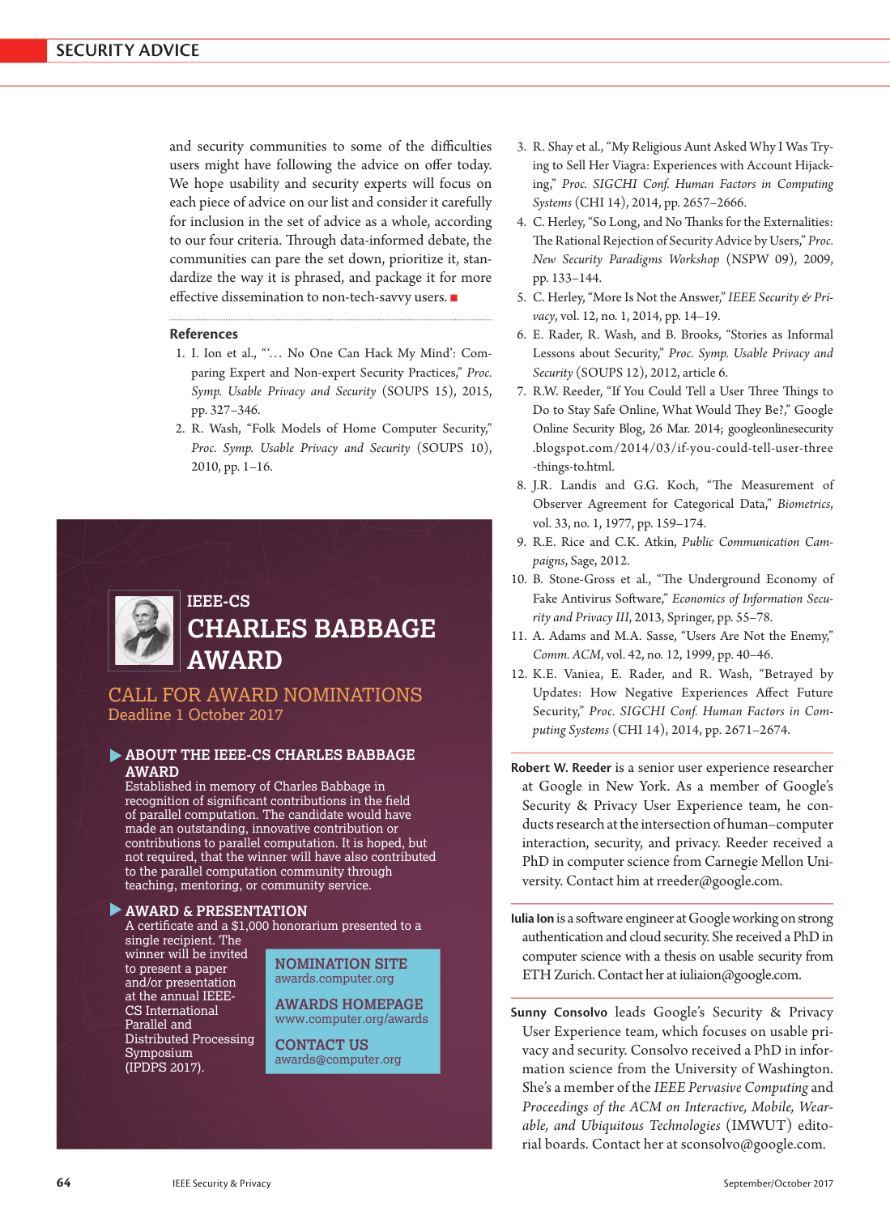and security communities to some of the difficulties users might have following the advice on offer today. We hope usability and security experts will focus on each piece of advice on our list and consider it carefully for inclusion in the set of advice as a whole, according to our four criteria. Through data-informed debate, the communities can pare the set down, prioritize it, standardize the way it is phrased, and package it for more effective dissemination to non-tech-savvy users. ■

## References

1. I. Ion et al., "'… No One Can Hack My Mind': Comparing Expert and Non-expert Security Practices," *Proc. Symp. Usable Privacy and Security* (SOUPS 15), 2015, pp. 327–346.
2. R. Wash, "Folk Models of Home Computer Security," *Proc. Symp. Usable Privacy and Security* (SOUPS 10), 2010, pp. 1–16.
3. R. Shay et al., "My Religious Aunt Asked Why I Was Trying to Sell Her Viagra: Experiences with Account Hijacking," *Proc. SIGCHI Conf. Human Factors in Computing Systems* (CHI 14), 2014, pp. 2657–2666.
4. C. Herley, "So Long, and No Thanks for the Externalities: The Rational Rejection of Security Advice by Users," *Proc. New Security Paradigms Workshop* (NSPW 09), 2009, pp. 133–144.
5. C. Herley, "More Is Not the Answer," *IEEE Security & Privacy*, vol. 12, no. 1, 2014, pp. 14–19.
6. E. Rader, R. Wash, and B. Brooks, "Stories as Informal Lessons about Security," *Proc. Symp. Usable Privacy and Security* (SOUPS 12), 2012, article 6.
7. R.W. Reeder, "If You Could Tell a User Three Things to Do to Stay Safe Online, What Would They Be?," Google Online Security Blog, 26 Mar. 2014; googleonlinesecurity.blogspot.com/2014/03/if-you-could-tell-user-three-things-to.html.
8. J.R. Landis and G.G. Koch, "The Measurement of Observer Agreement for Categorical Data," *Biometrics*, vol. 33, no. 1, 1977, pp. 159–174.
9. R.E. Rice and C.K. Atkin, *Public Communication Campaigns*, Sage, 2012.
10. B. Stone-Gross et al., "The Underground Economy of Fake Antivirus Software," *Economics of Information Security and Privacy III*, 2013, Springer, pp. 55–78.
11. A. Adams and M.A. Sasse, "Users Are Not the Enemy," *Comm. ACM*, vol. 42, no. 12, 1999, pp. 40–46.
12. K.E. Vaniea, E. Rader, and R. Wash, "Betrayed by Updates: How Negative Experiences Affect Future Security," *Proc. SIGCHI Conf. Human Factors in Computing Systems* (CHI 14), 2014, pp. 2671–2674.

**Robert W. Reeder** is a senior user experience researcher at Google in New York. As a member of Google's Security & Privacy User Experience team, he conducts research at the intersection of human–computer interaction, security, and privacy. Reeder received a PhD in computer science from Carnegie Mellon University. Contact him at rreeder@google.com.

**Iulia Ion** is a software engineer at Google working on strong authentication and cloud security. She received a PhD in computer science with a thesis on usable security from ETH Zurich. Contact her at iuliaion@google.com.

**Sunny Consolvo** leads Google's Security & Privacy User Experience team, which focuses on usable privacy and security. Consolvo received a PhD in information science from the University of Washington. She's a member of the *IEEE Pervasive Computing* and *Proceedings of the ACM on Interactive, Mobile, Wearable, and Ubiquitous Technologies* (IMWUT) editorial boards. Contact her at sconsolvo@google.com.

IEEE-CS
# CHARLES BABBAGE AWARD

## CALL FOR AWARD NOMINATIONS
Deadline 1 October 2017

### ABOUT THE IEEE-CS CHARLES BABBAGE AWARD
Established in memory of Charles Babbage in recognition of significant contributions in the field of parallel computation. The candidate would have made an outstanding, innovative contribution or contributions to parallel computation. It is hoped, but not required, that the winner will have also contributed to the parallel computation community through teaching, mentoring, or community service.

### AWARD & PRESENTATION
A certificate and a $1,000 honorarium presented to a single recipient. The winner will be invited to present a paper and/or presentation at the annual IEEE-CS International Parallel and Distributed Processing Symposium (IPDPS 2017).

**NOMINATION SITE**
awards.computer.org

**AWARDS HOMEPAGE**
www.computer.org/awards

**CONTACT US**
awards@computer.org